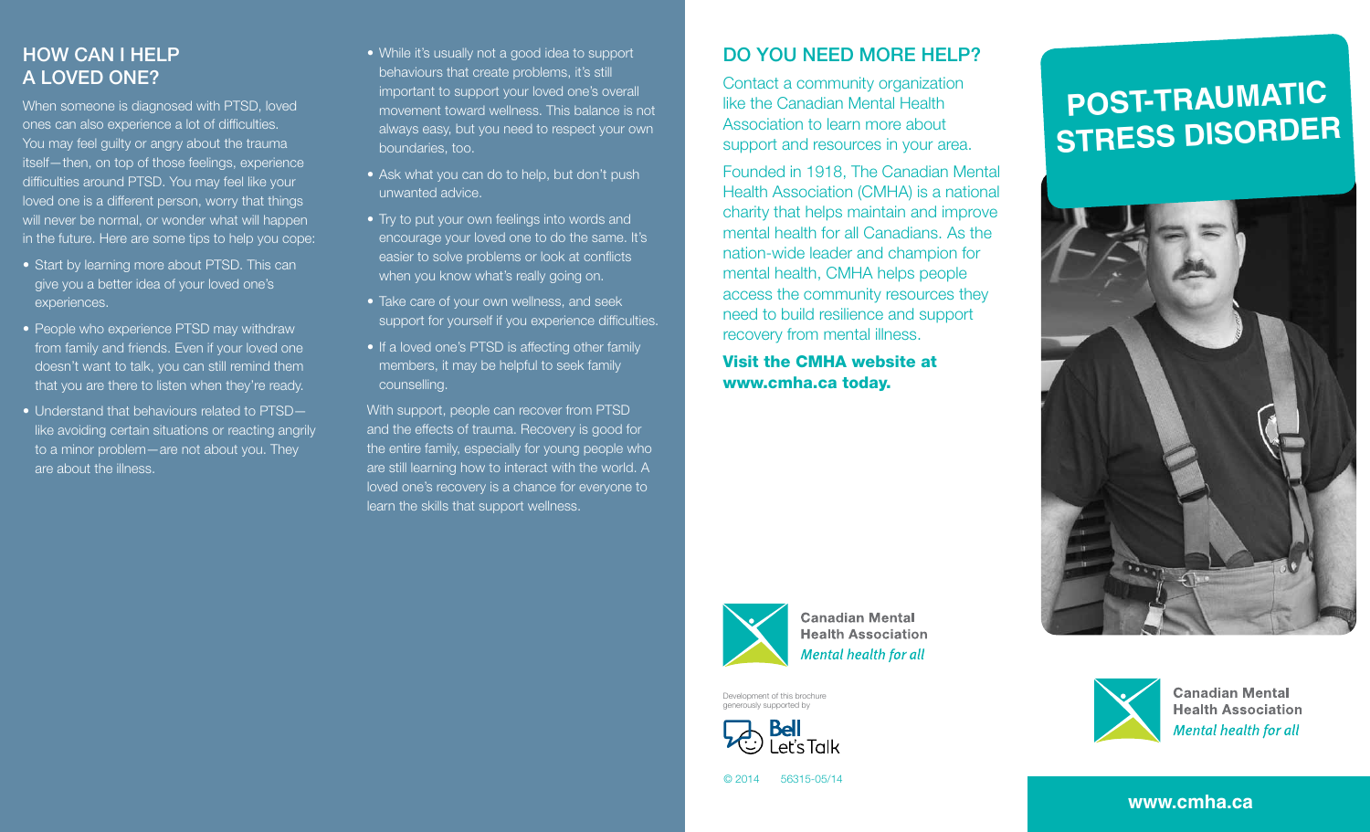## HOW CAN I HELP A LOVED ONE?

When someone is diagnosed with PTSD, loved ones can also experience a lot of difficulties. You may feel guilty or angry about the trauma itself—then, on top of those feelings, experience difficulties around PTSD. You may feel like your loved one is a different person, worry that things will never be normal, or wonder what will happen in the future. Here are some tips to help you cope:

- Start by learning more about PTSD. This can give you a better idea of your loved one's experiences.
- People who experience PTSD may withdraw from family and friends. Even if your loved one doesn't want to talk, you can still remind them that you are there to listen when they're ready.
- Understand that behaviours related to PTSD—like avoiding certain situations or reacting angrily to a minor problem—are not about you. They are about the illness.
- While it's usually not a good idea to support behaviours that create problems, it's still important to support your loved one's overall movement toward wellness. This balance is not always easy, but you need to respect your own boundaries, too.
- Ask what you can do to help, but don't push unwanted advice.
- Try to put your own feelings into words and encourage your loved one to do the same. It's easier to solve problems or look at conflicts when you know what's really going on.
- Take care of your own wellness, and seek support for yourself if you experience difficulties.
- If a loved one's PTSD is affecting other family members, it may be helpful to seek family counselling.

With support, people can recover from PTSD and the effects of trauma. Recovery is good for the entire family, especially for young people who are still learning how to interact with the world. A loved one's recovery is a chance for everyone to learn the skills that support wellness.

## DO YOU NEED MORE HELP?

Contact a community organization like the Canadian Mental Health Association to learn more about support and resources in your area.

Founded in 1918, The Canadian Mental Health Association (CMHA) is a national charity that helps maintain and improve mental health for all Canadians. As the nation-wide leader and champion for mental health, CMHA helps people access the community resources they need to build resilience and support recovery from mental illness.

**Visit the CMHA website at www.cmha.ca today.**

Canadian Mental Health Association
*Mental health for all*

Development of this brochure generously supported by

Bell Let's Talk

© 2014 56315-05/14

# POST-TRAUMATIC STRESS DISORDER

Canadian Mental Health Association
*Mental health for all*

**www.cmha.ca**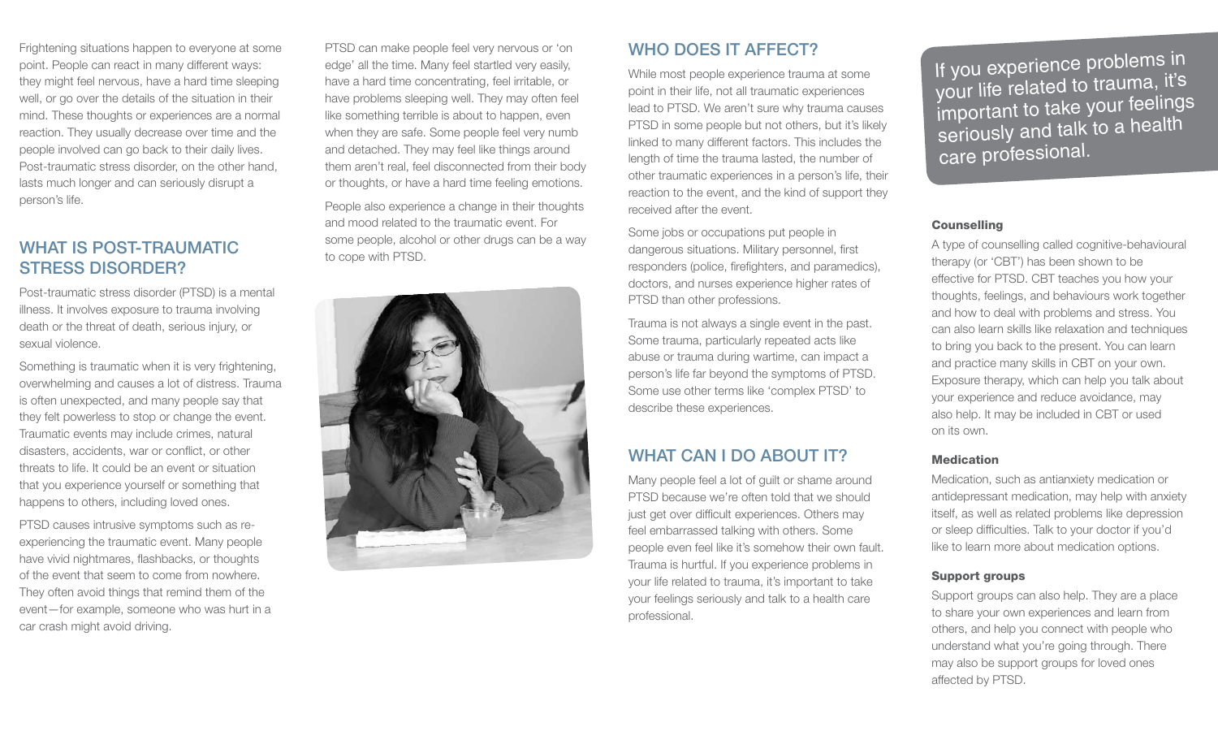Frightening situations happen to everyone at some point. People can react in many different ways: they might feel nervous, have a hard time sleeping well, or go over the details of the situation in their mind. These thoughts or experiences are a normal reaction. They usually decrease over time and the people involved can go back to their daily lives. Post-traumatic stress disorder, on the other hand, lasts much longer and can seriously disrupt a person's life.

## WHAT IS POST-TRAUMATIC STRESS DISORDER?

Post-traumatic stress disorder (PTSD) is a mental illness. It involves exposure to trauma involving death or the threat of death, serious injury, or sexual violence.

Something is traumatic when it is very frightening, overwhelming and causes a lot of distress. Trauma is often unexpected, and many people say that they felt powerless to stop or change the event. Traumatic events may include crimes, natural disasters, accidents, war or conflict, or other threats to life. It could be an event or situation that you experience yourself or something that happens to others, including loved ones.

PTSD causes intrusive symptoms such as re-experiencing the traumatic event. Many people have vivid nightmares, flashbacks, or thoughts of the event that seem to come from nowhere. They often avoid things that remind them of the event—for example, someone who was hurt in a car crash might avoid driving.

PTSD can make people feel very nervous or 'on edge' all the time. Many feel startled very easily, have a hard time concentrating, feel irritable, or have problems sleeping well. They may often feel like something terrible is about to happen, even when they are safe. Some people feel very numb and detached. They may feel like things around them aren't real, feel disconnected from their body or thoughts, or have a hard time feeling emotions.

People also experience a change in their thoughts and mood related to the traumatic event. For some people, alcohol or other drugs can be a way to cope with PTSD.

## WHO DOES IT AFFECT?

While most people experience trauma at some point in their life, not all traumatic experiences lead to PTSD. We aren't sure why trauma causes PTSD in some people but not others, but it's likely linked to many different factors. This includes the length of time the trauma lasted, the number of other traumatic experiences in a person's life, their reaction to the event, and the kind of support they received after the event.

Some jobs or occupations put people in dangerous situations. Military personnel, first responders (police, firefighters, and paramedics), doctors, and nurses experience higher rates of PTSD than other professions.

Trauma is not always a single event in the past. Some trauma, particularly repeated acts like abuse or trauma during wartime, can impact a person's life far beyond the symptoms of PTSD. Some use other terms like 'complex PTSD' to describe these experiences.

## WHAT CAN I DO ABOUT IT?

Many people feel a lot of guilt or shame around PTSD because we're often told that we should just get over difficult experiences. Others may feel embarrassed talking with others. Some people even feel like it's somehow their own fault. Trauma is hurtful. If you experience problems in your life related to trauma, it's important to take your feelings seriously and talk to a health care professional.

If you experience problems in your life related to trauma, it's important to take your feelings seriously and talk to a health care professional.

### Counselling

A type of counselling called cognitive-behavioural therapy (or 'CBT') has been shown to be effective for PTSD. CBT teaches you how your thoughts, feelings, and behaviours work together and how to deal with problems and stress. You can also learn skills like relaxation and techniques to bring you back to the present. You can learn and practice many skills in CBT on your own. Exposure therapy, which can help you talk about your experience and reduce avoidance, may also help. It may be included in CBT or used on its own.

### Medication

Medication, such as antianxiety medication or antidepressant medication, may help with anxiety itself, as well as related problems like depression or sleep difficulties. Talk to your doctor if you'd like to learn more about medication options.

### Support groups

Support groups can also help. They are a place to share your own experiences and learn from others, and help you connect with people who understand what you're going through. There may also be support groups for loved ones affected by PTSD.